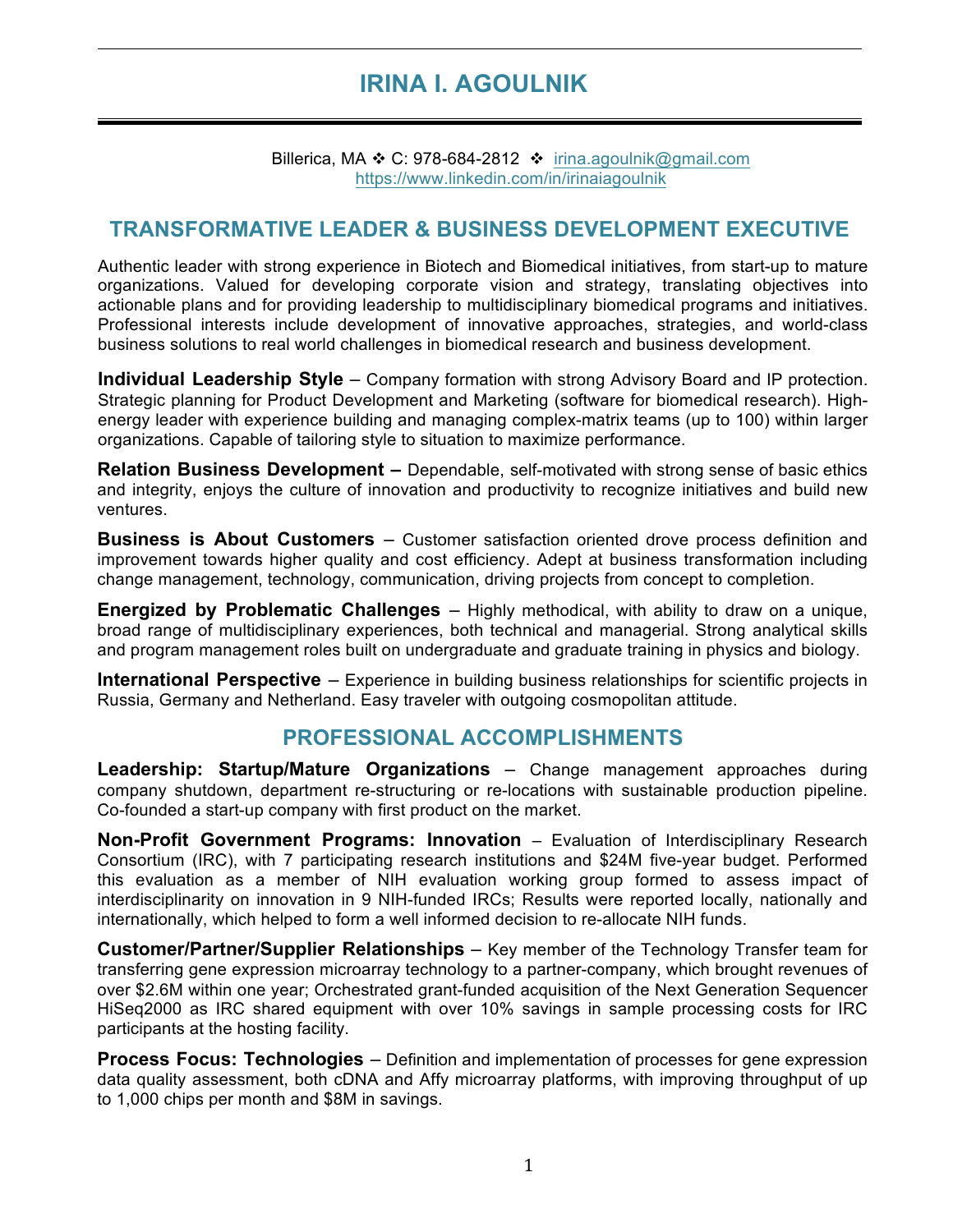# IRINA I. AGOULNIK

Billerica, MA ❖ C: 978-684-2812 ❖ irina.agoulnik@gmail.com
https://www.linkedin.com/in/irinaiagoulnik

## TRANSFORMATIVE LEADER & BUSINESS DEVELOPMENT EXECUTIVE

Authentic leader with strong experience in Biotech and Biomedical initiatives, from start-up to mature organizations. Valued for developing corporate vision and strategy, translating objectives into actionable plans and for providing leadership to multidisciplinary biomedical programs and initiatives. Professional interests include development of innovative approaches, strategies, and world-class business solutions to real world challenges in biomedical research and business development.

**Individual Leadership Style** – Company formation with strong Advisory Board and IP protection. Strategic planning for Product Development and Marketing (software for biomedical research). High-energy leader with experience building and managing complex-matrix teams (up to 100) within larger organizations. Capable of tailoring style to situation to maximize performance.

**Relation Business Development –** Dependable, self-motivated with strong sense of basic ethics and integrity, enjoys the culture of innovation and productivity to recognize initiatives and build new ventures.

**Business is About Customers** – Customer satisfaction oriented drove process definition and improvement towards higher quality and cost efficiency. Adept at business transformation including change management, technology, communication, driving projects from concept to completion.

**Energized by Problematic Challenges** – Highly methodical, with ability to draw on a unique, broad range of multidisciplinary experiences, both technical and managerial. Strong analytical skills and program management roles built on undergraduate and graduate training in physics and biology.

**International Perspective** – Experience in building business relationships for scientific projects in Russia, Germany and Netherland. Easy traveler with outgoing cosmopolitan attitude.

## PROFESSIONAL ACCOMPLISHMENTS

**Leadership: Startup/Mature Organizations** – Change management approaches during company shutdown, department re-structuring or re-locations with sustainable production pipeline. Co-founded a start-up company with first product on the market.

**Non-Profit Government Programs: Innovation** – Evaluation of Interdisciplinary Research Consortium (IRC), with 7 participating research institutions and $24M five-year budget. Performed this evaluation as a member of NIH evaluation working group formed to assess impact of interdisciplinarity on innovation in 9 NIH-funded IRCs; Results were reported locally, nationally and internationally, which helped to form a well informed decision to re-allocate NIH funds.

**Customer/Partner/Supplier Relationships** – Key member of the Technology Transfer team for transferring gene expression microarray technology to a partner-company, which brought revenues of over $2.6M within one year; Orchestrated grant-funded acquisition of the Next Generation Sequencer HiSeq2000 as IRC shared equipment with over 10% savings in sample processing costs for IRC participants at the hosting facility.

**Process Focus: Technologies** – Definition and implementation of processes for gene expression data quality assessment, both cDNA and Affy microarray platforms, with improving throughput of up to 1,000 chips per month and $8M in savings.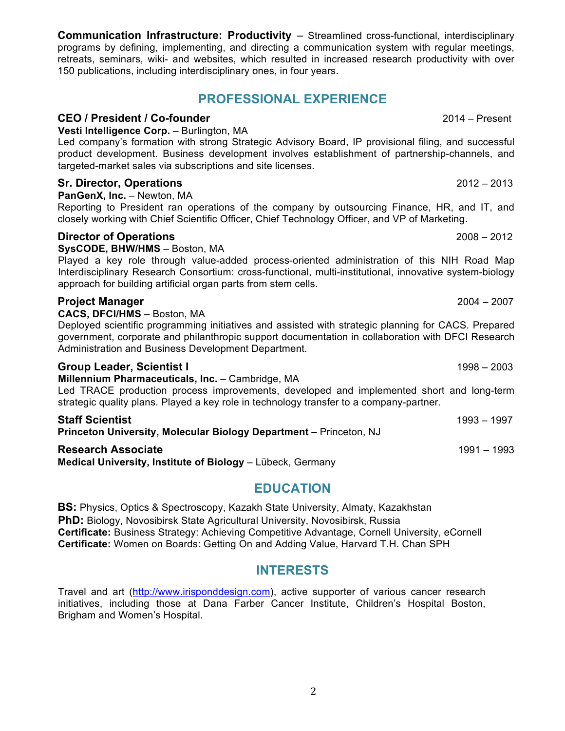**Communication Infrastructure: Productivity** – Streamlined cross-functional, interdisciplinary programs by defining, implementing, and directing a communication system with regular meetings, retreats, seminars, wiki- and websites, which resulted in increased research productivity with over 150 publications, including interdisciplinary ones, in four years.

## PROFESSIONAL EXPERIENCE

**CEO / President / Co-founder** 2014 – Present
**Vesti Intelligence Corp.** – Burlington, MA
Led company's formation with strong Strategic Advisory Board, IP provisional filing, and successful product development. Business development involves establishment of partnership-channels, and targeted-market sales via subscriptions and site licenses.

**Sr. Director, Operations** 2012 – 2013
**PanGenX, Inc.** – Newton, MA
Reporting to President ran operations of the company by outsourcing Finance, HR, and IT, and closely working with Chief Scientific Officer, Chief Technology Officer, and VP of Marketing.

**Director of Operations** 2008 – 2012
**SysCODE, BHW/HMS** – Boston, MA
Played a key role through value-added process-oriented administration of this NIH Road Map Interdisciplinary Research Consortium: cross-functional, multi-institutional, innovative system-biology approach for building artificial organ parts from stem cells.

**Project Manager** 2004 – 2007
**CACS, DFCI/HMS** – Boston, MA
Deployed scientific programming initiatives and assisted with strategic planning for CACS. Prepared government, corporate and philanthropic support documentation in collaboration with DFCI Research Administration and Business Development Department.

**Group Leader, Scientist I** 1998 – 2003
**Millennium Pharmaceuticals, Inc.** – Cambridge, MA
Led TRACE production process improvements, developed and implemented short and long-term strategic quality plans. Played a key role in technology transfer to a company-partner.

**Staff Scientist** 1993 – 1997
**Princeton University, Molecular Biology Department** – Princeton, NJ

**Research Associate** 1991 – 1993
**Medical University, Institute of Biology** – Lübeck, Germany

## EDUCATION

**BS:** Physics, Optics & Spectroscopy, Kazakh State University, Almaty, Kazakhstan
**PhD:** Biology, Novosibirsk State Agricultural University, Novosibirsk, Russia
**Certificate:** Business Strategy: Achieving Competitive Advantage, Cornell University, eCornell
**Certificate:** Women on Boards: Getting On and Adding Value, Harvard T.H. Chan SPH

## INTERESTS

Travel and art (http://www.irisponddesign.com), active supporter of various cancer research initiatives, including those at Dana Farber Cancer Institute, Children's Hospital Boston, Brigham and Women's Hospital.